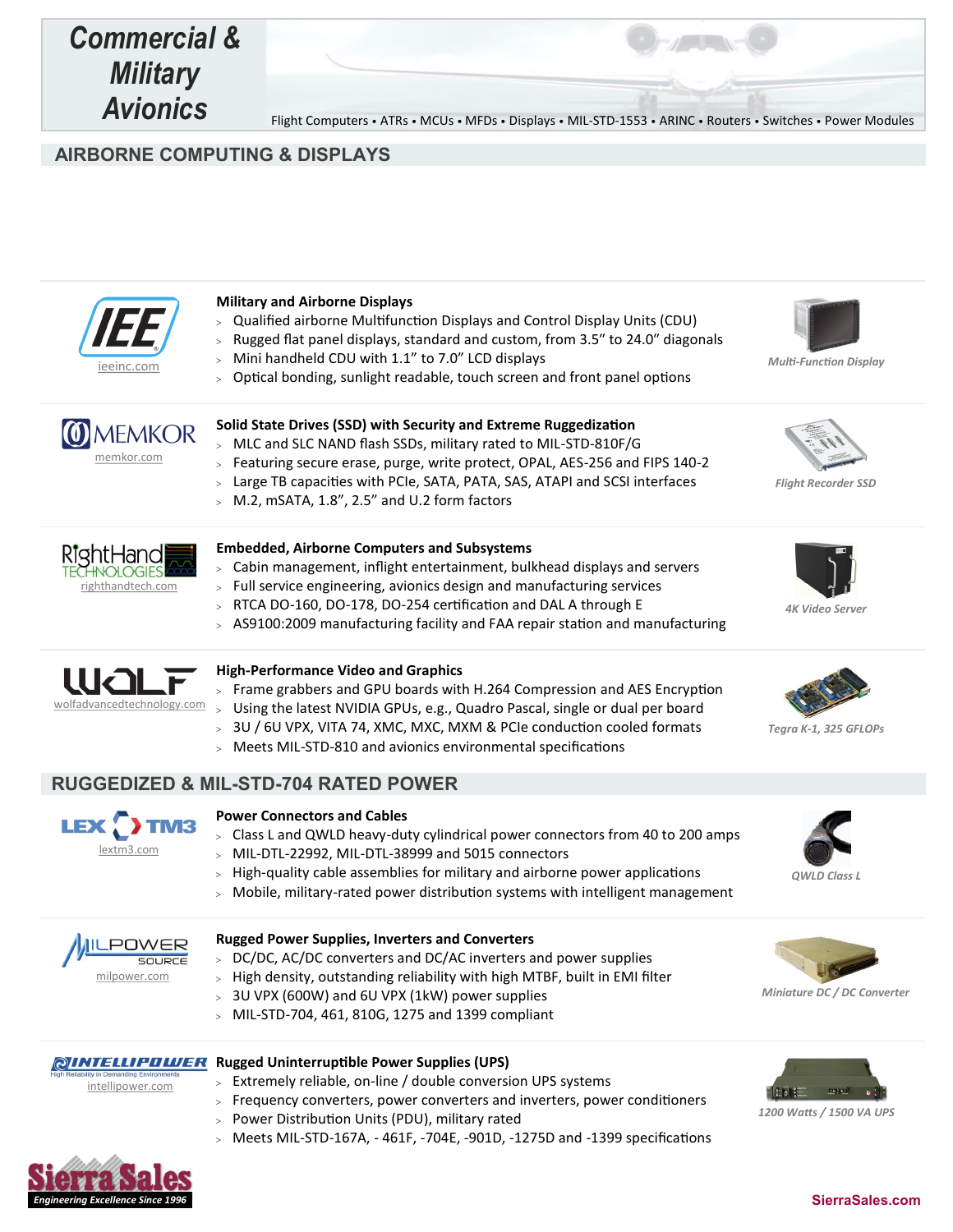# Commercial & Military Avionics

Flight Computers • ATRs • MCUs • MFDs • Displays • MIL-STD-1553 • ARINC • Routers • Switches • Power Modules

## AIRBORNE COMPUTING & DISPLAYS

**IEE** — ieeinc.com

### Military and Airborne Displays

- Qualified airborne Multifunction Displays and Control Display Units (CDU)
- Rugged flat panel displays, standard and custom, from 3.5" to 24.0" diagonals
- Mini handheld CDU with 1.1" to 7.0" LCD displays
- Optical bonding, sunlight readable, touch screen and front panel options

*Multi-Function Display*

**MEMKOR** — memkor.com

### Solid State Drives (SSD) with Security and Extreme Ruggedization

- MLC and SLC NAND flash SSDs, military rated to MIL-STD-810F/G
- Featuring secure erase, purge, write protect, OPAL, AES-256 and FIPS 140-2
- Large TB capacities with PCIe, SATA, PATA, SAS, ATAPI and SCSI interfaces
- M.2, mSATA, 1.8", 2.5" and U.2 form factors

*Flight Recorder SSD*

**RightHand Technologies** — righthandtech.com

### Embedded, Airborne Computers and Subsystems

- Cabin management, inflight entertainment, bulkhead displays and servers
- Full service engineering, avionics design and manufacturing services
- RTCA DO-160, DO-178, DO-254 certification and DAL A through E
- AS9100:2009 manufacturing facility and FAA repair station and manufacturing

*4K Video Server*

**WOLF** — wolfadvancedtechnology.com

### High-Performance Video and Graphics

- Frame grabbers and GPU boards with H.264 Compression and AES Encryption
- Using the latest NVIDIA GPUs, e.g., Quadro Pascal, single or dual per board
- 3U / 6U VPX, VITA 74, XMC, MXC, MXM & PCIe conduction cooled formats
- Meets MIL-STD-810 and avionics environmental specifications

*Tegra K-1, 325 GFLOPs*

## RUGGEDIZED & MIL-STD-704 RATED POWER

**LEX TM3** — lextm3.com

### Power Connectors and Cables

- Class L and QWLD heavy-duty cylindrical power connectors from 40 to 200 amps
- MIL-DTL-22992, MIL-DTL-38999 and 5015 connectors
- High-quality cable assemblies for military and airborne power applications
- Mobile, military-rated power distribution systems with intelligent management

*QWLD Class L*

**MILPOWER SOURCE** — milpower.com

### Rugged Power Supplies, Inverters and Converters

- DC/DC, AC/DC converters and DC/AC inverters and power supplies
- High density, outstanding reliability with high MTBF, built in EMI filter
- 3U VPX (600W) and 6U VPX (1kW) power supplies
- MIL-STD-704, 461, 810G, 1275 and 1399 compliant

*Miniature DC / DC Converter*

**INTELLIPOWER** — High Reliability in Demanding Environments — intellipower.com

### Rugged Uninterruptible Power Supplies (UPS)

- Extremely reliable, on-line / double conversion UPS systems
- Frequency converters, power converters and inverters, power conditioners
- Power Distribution Units (PDU), military rated
- Meets MIL-STD-167A, - 461F, -704E, -901D, -1275D and -1399 specifications

*1200 Watts / 1500 VA UPS*

**Sierra Sales** — Engineering Excellence Since 1996

SierraSales.com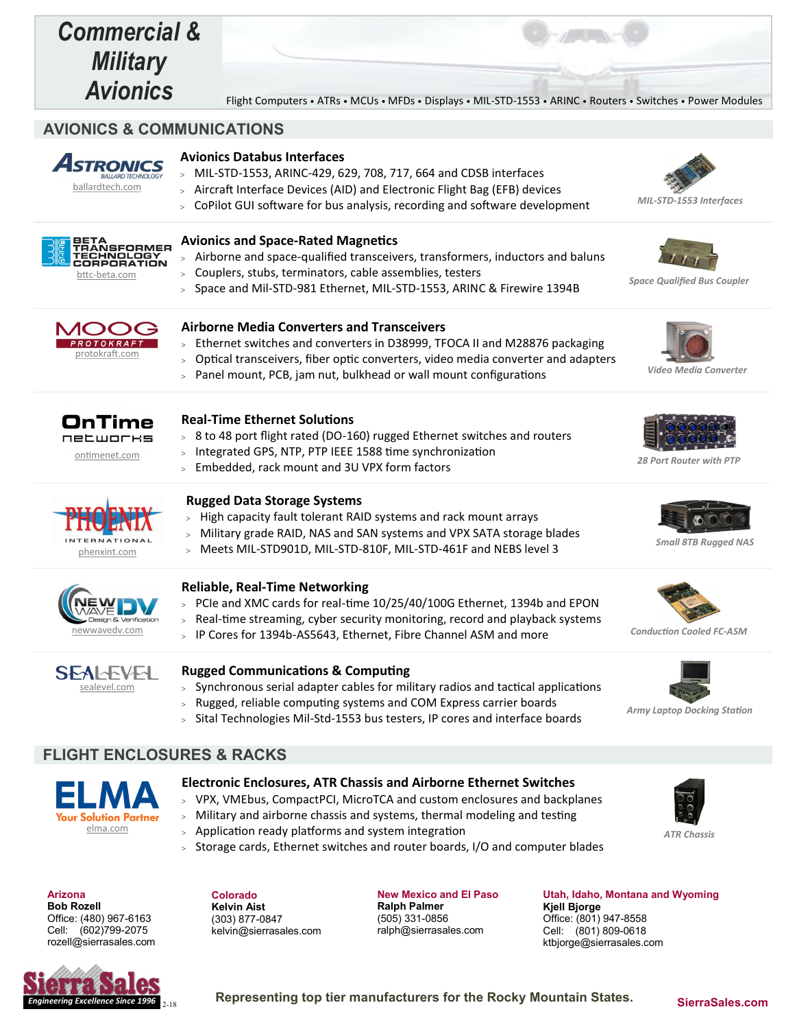# Commercial & Military Avionics

Flight Computers • ATRs • MCUs • MFDs • Displays • MIL-STD-1553 • ARINC • Routers • Switches • Power Modules

## AVIONICS & COMMUNICATIONS

**ASTRONICS** BALLARD TECHNOLOGY
ballardtech.com

### Avionics Databus Interfaces

- MIL-STD-1553, ARINC-429, 629, 708, 717, 664 and CDSB interfaces
- Aircraft Interface Devices (AID) and Electronic Flight Bag (EFB) devices
- CoPilot GUI software for bus analysis, recording and software development

*MIL-STD-1553 Interfaces*

**BETA TRANSFORMER TECHNOLOGY CORPORATION**
bttc-beta.com

### Avionics and Space-Rated Magnetics

- Airborne and space-qualified transceivers, transformers, inductors and baluns
- Couplers, stubs, terminators, cable assemblies, testers
- Space and Mil-STD-981 Ethernet, MIL-STD-1553, ARINC & Firewire 1394B

*Space Qualified Bus Coupler*

**MOOG PROTOKRAFT**
protokraft.com

### Airborne Media Converters and Transceivers

- Ethernet switches and converters in D38999, TFOCA II and M28876 packaging
- Optical transceivers, fiber optic converters, video media converter and adapters
- Panel mount, PCB, jam nut, bulkhead or wall mount configurations

*Video Media Converter*

**OnTime networks**
ontimenet.com

### Real-Time Ethernet Solutions

- 8 to 48 port flight rated (DO-160) rugged Ethernet switches and routers
- Integrated GPS, NTP, PTP IEEE 1588 time synchronization
- Embedded, rack mount and 3U VPX form factors

*28 Port Router with PTP*

**PHOENIX INTERNATIONAL**
phenxint.com

### Rugged Data Storage Systems

- High capacity fault tolerant RAID systems and rack mount arrays
- Military grade RAID, NAS and SAN systems and VPX SATA storage blades
- Meets MIL-STD901D, MIL-STD-810F, MIL-STD-461F and NEBS level 3

*Small 8TB Rugged NAS*

**NEW WAVE DV** Design & Verification
newwavedv.com

### Reliable, Real-Time Networking

- PCIe and XMC cards for real-time 10/25/40/100G Ethernet, 1394b and EPON
- Real-time streaming, cyber security monitoring, record and playback systems
- IP Cores for 1394b-AS5643, Ethernet, Fibre Channel ASM and more

*Conduction Cooled FC-ASM*

**SEALEVEL**
sealevel.com

### Rugged Communications & Computing

- Synchronous serial adapter cables for military radios and tactical applications
- Rugged, reliable computing systems and COM Express carrier boards
- Sital Technologies Mil-Std-1553 bus testers, IP cores and interface boards

*Army Laptop Docking Station*

## FLIGHT ENCLOSURES & RACKS

**ELMA** Your Solution Partner
elma.com

### Electronic Enclosures, ATR Chassis and Airborne Ethernet Switches

- VPX, VMEbus, CompactPCI, MicroTCA and custom enclosures and backplanes
- Military and airborne chassis and systems, thermal modeling and testing
- Application ready platforms and system integration
- Storage cards, Ethernet switches and router boards, I/O and computer blades

*ATR Chassis*

**Arizona**
**Bob Rozell**
Office: (480) 967-6163
Cell: (602)799-2075
rozell@sierrasales.com

**Colorado**
**Kelvin Aist**
(303) 877-0847
kelvin@sierrasales.com

**New Mexico and El Paso**
**Ralph Palmer**
(505) 331-0856
ralph@sierrasales.com

**Utah, Idaho, Montana and Wyoming**
**Kjell Bjorge**
Office: (801) 947-8558
Cell: (801) 809-0618
ktbjorge@sierrasales.com

**Sierra Sales** Engineering Excellence Since 1996

**Representing top tier manufacturers for the Rocky Mountain States.**

**SierraSales.com**